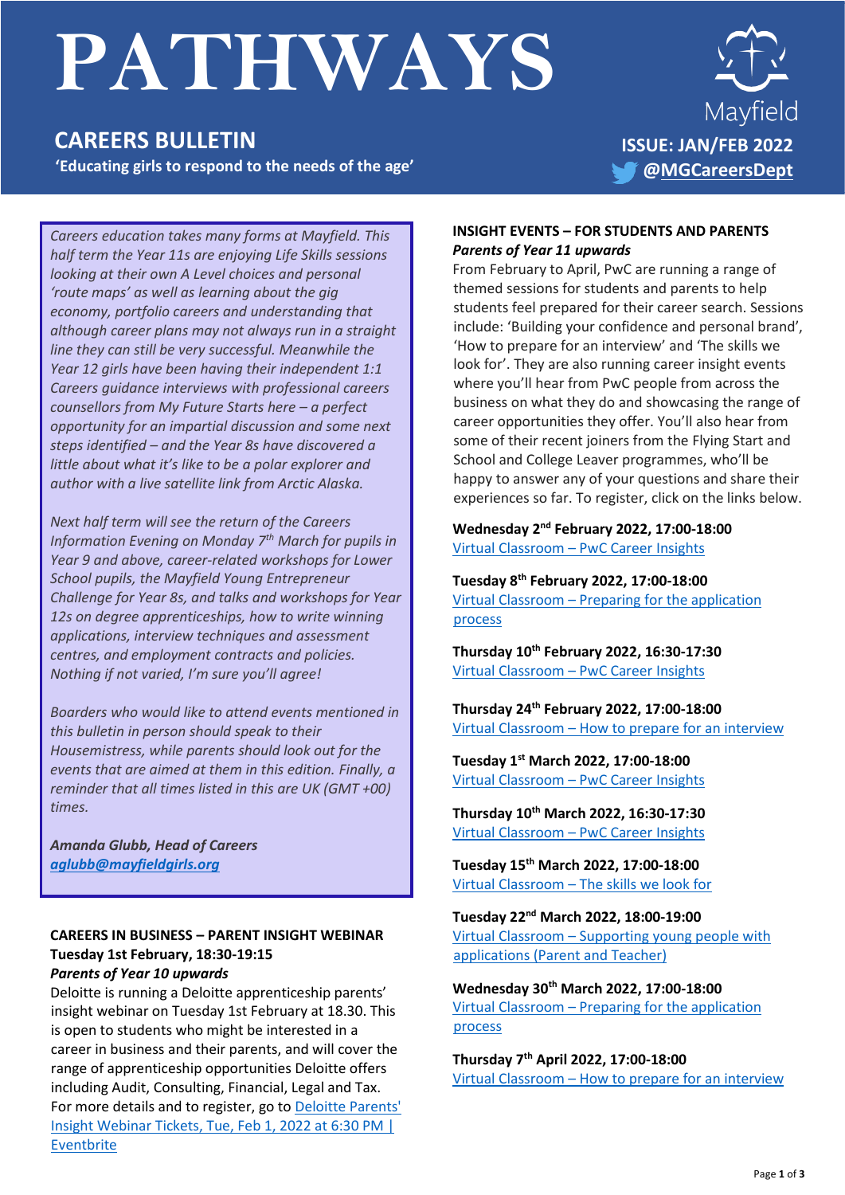# PATHWAYS

## CAREERS BULLETIN

**'Educating girls to respond to the needs of the age'**

Mayfield

**ISSUE: JAN/FEB 2022**

**@MGCareersDept**

*Careers education takes many forms at Mayfield. This half term the Year 11s are enjoying Life Skills sessions looking at their own A Level choices and personal 'route maps' as well as learning about the gig economy, portfolio careers and understanding that although career plans may not always run in a straight line they can still be very successful. Meanwhile the Year 12 girls have been having their independent 1:1 Careers guidance interviews with professional careers counsellors from My Future Starts here – a perfect opportunity for an impartial discussion and some next steps identified – and the Year 8s have discovered a little about what it's like to be a polar explorer and author with a live satellite link from Arctic Alaska.*

*Next half term will see the return of the Careers Information Evening on Monday 7th March for pupils in Year 9 and above, career-related workshops for Lower School pupils, the Mayfield Young Entrepreneur Challenge for Year 8s, and talks and workshops for Year 12s on degree apprenticeships, how to write winning applications, interview techniques and assessment centres, and employment contracts and policies. Nothing if not varied, I'm sure you'll agree!*

*Boarders who would like to attend events mentioned in this bulletin in person should speak to their Housemistress, while parents should look out for the events that are aimed at them in this edition. Finally, a reminder that all times listed in this are UK (GMT +00) times.*

***Amanda Glubb, Head of Careers***
***aglubb@mayfieldgirls.org***

### CAREERS IN BUSINESS – PARENT INSIGHT WEBINAR

**Tuesday 1st February, 18:30-19:15**
***Parents of Year 10 upwards***

Deloitte is running a Deloitte apprenticeship parents' insight webinar on Tuesday 1st February at 18.30. This is open to students who might be interested in a career in business and their parents, and will cover the range of apprenticeship opportunities Deloitte offers including Audit, Consulting, Financial, Legal and Tax. For more details and to register, go to Deloitte Parents' Insight Webinar Tickets, Tue, Feb 1, 2022 at 6:30 PM | Eventbrite

### INSIGHT EVENTS – FOR STUDENTS AND PARENTS

***Parents of Year 11 upwards***

From February to April, PwC are running a range of themed sessions for students and parents to help students feel prepared for their career search. Sessions include: 'Building your confidence and personal brand', 'How to prepare for an interview' and 'The skills we look for'. They are also running career insight events where you'll hear from PwC people from across the business on what they do and showcasing the range of career opportunities they offer. You'll also hear from some of their recent joiners from the Flying Start and School and College Leaver programmes, who'll be happy to answer any of your questions and share their experiences so far. To register, click on the links below.

**Wednesday 2nd February 2022, 17:00-18:00**
Virtual Classroom – PwC Career Insights

**Tuesday 8th February 2022, 17:00-18:00**
Virtual Classroom – Preparing for the application process

**Thursday 10th February 2022, 16:30-17:30**
Virtual Classroom – PwC Career Insights

**Thursday 24th February 2022, 17:00-18:00**
Virtual Classroom – How to prepare for an interview

**Tuesday 1st March 2022, 17:00-18:00**
Virtual Classroom – PwC Career Insights

**Thursday 10th March 2022, 16:30-17:30**
Virtual Classroom – PwC Career Insights

**Tuesday 15th March 2022, 17:00-18:00**
Virtual Classroom – The skills we look for

**Tuesday 22nd March 2022, 18:00-19:00**
Virtual Classroom – Supporting young people with applications (Parent and Teacher)

**Wednesday 30th March 2022, 17:00-18:00**
Virtual Classroom – Preparing for the application process

**Thursday 7th April 2022, 17:00-18:00**
Virtual Classroom – How to prepare for an interview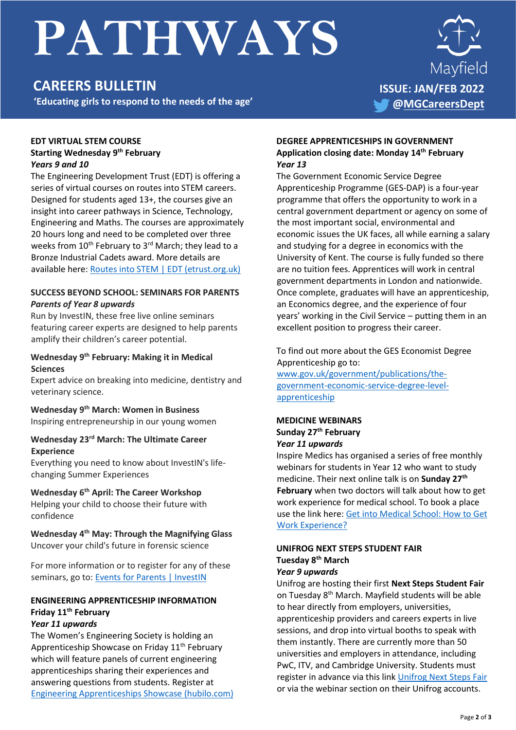# PATHWAYS

## CAREERS BULLETIN

**'Educating girls to respond to the needs of the age'**

Mayfield

**ISSUE: JAN/FEB 2022**

**@MGCareersDept**

### EDT VIRTUAL STEM COURSE

**Starting Wednesday 9th February**

***Years 9 and 10***

The Engineering Development Trust (EDT) is offering a series of virtual courses on routes into STEM careers. Designed for students aged 13+, the courses give an insight into career pathways in Science, Technology, Engineering and Maths. The courses are approximately 20 hours long and need to be completed over three weeks from 10th February to 3rd March; they lead to a Bronze Industrial Cadets award. More details are available here: [Routes into STEM | EDT (etrust.org.uk)]()

### SUCCESS BEYOND SCHOOL: SEMINARS FOR PARENTS

***Parents of Year 8 upwards***

Run by InvestIN, these free live online seminars featuring career experts are designed to help parents amplify their children's career potential.

**Wednesday 9th February: Making it in Medical Sciences**

Expert advice on breaking into medicine, dentistry and veterinary science.

**Wednesday 9th March: Women in Business**

Inspiring entrepreneurship in our young women

**Wednesday 23rd March: The Ultimate Career Experience**

Everything you need to know about InvestIN's life-changing Summer Experiences

**Wednesday 6th April: The Career Workshop**

Helping your child to choose their future with confidence

**Wednesday 4th May: Through the Magnifying Glass**

Uncover your child's future in forensic science

For more information or to register for any of these seminars, go to: [Events for Parents | InvestIN]()

### ENGINEERING APPRENTICESHIP INFORMATION

**Friday 11th February**

***Year 11 upwards***

The Women's Engineering Society is holding an Apprenticeship Showcase on Friday 11th February which will feature panels of current engineering apprenticeships sharing their experiences and answering questions from students. Register at [Engineering Apprenticeships Showcase (hubilo.com)]()

### DEGREE APPRENTICESHIPS IN GOVERNMENT

**Application closing date: Monday 14th February**

***Year 13***

The Government Economic Service Degree Apprenticeship Programme (GES-DAP) is a four-year programme that offers the opportunity to work in a central government department or agency on some of the most important social, environmental and economic issues the UK faces, all while earning a salary and studying for a degree in economics with the University of Kent. The course is fully funded so there are no tuition fees. Apprentices will work in central government departments in London and nationwide. Once complete, graduates will have an apprenticeship, an Economics degree, and the experience of four years' working in the Civil Service – putting them in an excellent position to progress their career.

To find out more about the GES Economist Degree Apprenticeship go to: [www.gov.uk/government/publications/the-government-economic-service-degree-level-apprenticeship]()

### MEDICINE WEBINARS

**Sunday 27th February**

***Year 11 upwards***

Inspire Medics has organised a series of free monthly webinars for students in Year 12 who want to study medicine. Their next online talk is on **Sunday 27th February** when two doctors will talk about how to get work experience for medical school. To book a place use the link here: [Get into Medical School: How to Get Work Experience?]()

### UNIFROG NEXT STEPS STUDENT FAIR

**Tuesday 8th March**

***Year 9 upwards***

Unifrog are hosting their first **Next Steps Student Fair** on Tuesday 8th March. Mayfield students will be able to hear directly from employers, universities, apprenticeship providers and careers experts in live sessions, and drop into virtual booths to speak with them instantly. There are currently more than 50 universities and employers in attendance, including PwC, ITV, and Cambridge University. Students must register in advance via this link [Unifrog Next Steps Fair]() or via the webinar section on their Unifrog accounts.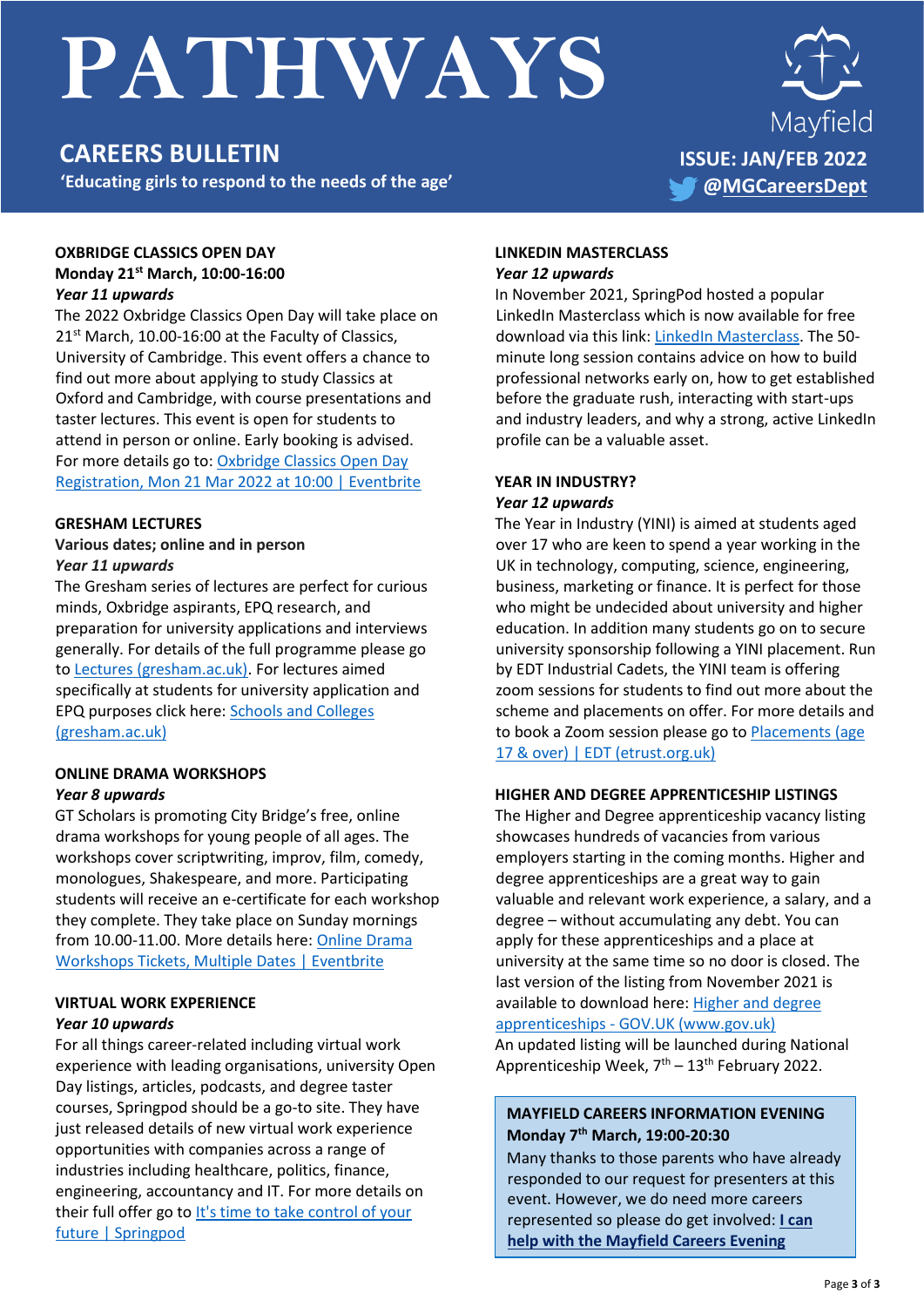# PATHWAYS

## CAREERS BULLETIN

**'Educating girls to respond to the needs of the age'**

Mayfield

**ISSUE: JAN/FEB 2022**

**@MGCareersDept**

### OXBRIDGE CLASSICS OPEN DAY

**Monday 21st March, 10:00-16:00**

***Year 11 upwards***

The 2022 Oxbridge Classics Open Day will take place on 21st March, 10.00-16:00 at the Faculty of Classics, University of Cambridge. This event offers a chance to find out more about applying to study Classics at Oxford and Cambridge, with course presentations and taster lectures. This event is open for students to attend in person or online. Early booking is advised. For more details go to: Oxbridge Classics Open Day Registration, Mon 21 Mar 2022 at 10:00 | Eventbrite

### GRESHAM LECTURES

**Various dates; online and in person**

***Year 11 upwards***

The Gresham series of lectures are perfect for curious minds, Oxbridge aspirants, EPQ research, and preparation for university applications and interviews generally. For details of the full programme please go to Lectures (gresham.ac.uk). For lectures aimed specifically at students for university application and EPQ purposes click here: Schools and Colleges (gresham.ac.uk)

### ONLINE DRAMA WORKSHOPS

***Year 8 upwards***

GT Scholars is promoting City Bridge's free, online drama workshops for young people of all ages. The workshops cover scriptwriting, improv, film, comedy, monologues, Shakespeare, and more. Participating students will receive an e-certificate for each workshop they complete. They take place on Sunday mornings from 10.00-11.00. More details here: Online Drama Workshops Tickets, Multiple Dates | Eventbrite

### VIRTUAL WORK EXPERIENCE

***Year 10 upwards***

For all things career-related including virtual work experience with leading organisations, university Open Day listings, articles, podcasts, and degree taster courses, Springpod should be a go-to site. They have just released details of new virtual work experience opportunities with companies across a range of industries including healthcare, politics, finance, engineering, accountancy and IT. For more details on their full offer go to It's time to take control of your future | Springpod

### LINKEDIN MASTERCLASS

***Year 12 upwards***

In November 2021, SpringPod hosted a popular LinkedIn Masterclass which is now available for free download via this link: LinkedIn Masterclass. The 50-minute long session contains advice on how to build professional networks early on, how to get established before the graduate rush, interacting with start-ups and industry leaders, and why a strong, active LinkedIn profile can be a valuable asset.

### YEAR IN INDUSTRY?

***Year 12 upwards***

The Year in Industry (YINI) is aimed at students aged over 17 who are keen to spend a year working in the UK in technology, computing, science, engineering, business, marketing or finance. It is perfect for those who might be undecided about university and higher education. In addition many students go on to secure university sponsorship following a YINI placement. Run by EDT Industrial Cadets, the YINI team is offering zoom sessions for students to find out more about the scheme and placements on offer. For more details and to book a Zoom session please go to Placements (age 17 & over) | EDT (etrust.org.uk)

### HIGHER AND DEGREE APPRENTICESHIP LISTINGS

The Higher and Degree apprenticeship vacancy listing showcases hundreds of vacancies from various employers starting in the coming months. Higher and degree apprenticeships are a great way to gain valuable and relevant work experience, a salary, and a degree – without accumulating any debt. You can apply for these apprenticeships and a place at university at the same time so no door is closed. The last version of the listing from November 2021 is available to download here: Higher and degree apprenticeships - GOV.UK (www.gov.uk)

An updated listing will be launched during National Apprenticeship Week, 7th – 13th February 2022.

### MAYFIELD CAREERS INFORMATION EVENING

**Monday 7th March, 19:00-20:30**

Many thanks to those parents who have already responded to our request for presenters at this event. However, we do need more careers represented so please do get involved: **I can help with the Mayfield Careers Evening**